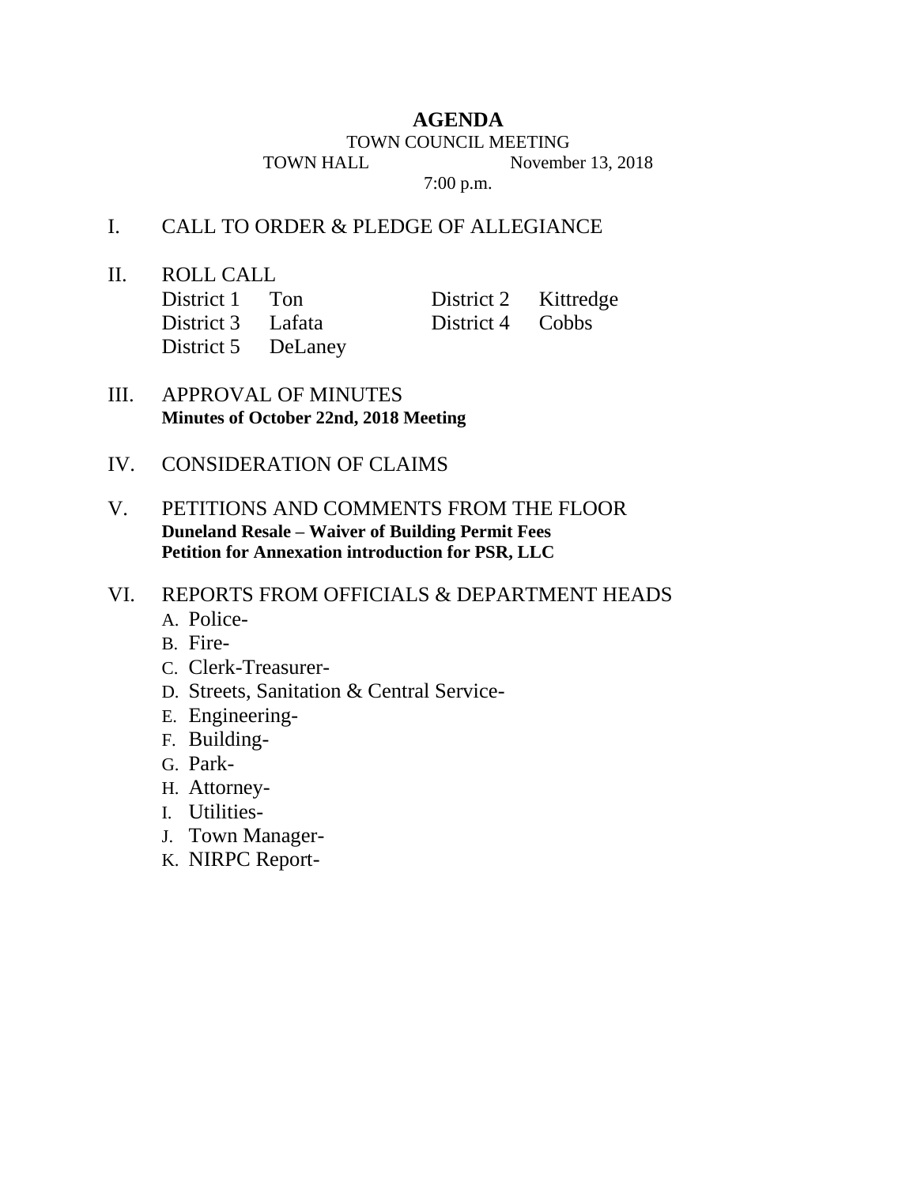# AGENDA

TOWN COUNCIL MEETING

TOWN HALL November 13, 2018

7:00 p.m.

I. CALL TO ORDER & PLEDGE OF ALLEGIANCE

II. ROLL CALL

| | | | |
|---|---|---|---|
| District 1 | Ton | District 2 | Kittredge |
| District 3 | Lafata | District 4 | Cobbs |
| District 5 | DeLaney | | |

III. APPROVAL OF MINUTES
**Minutes of October 22nd, 2018 Meeting**

IV. CONSIDERATION OF CLAIMS

V. PETITIONS AND COMMENTS FROM THE FLOOR
**Duneland Resale – Waiver of Building Permit Fees**
**Petition for Annexation introduction for PSR, LLC**

VI. REPORTS FROM OFFICIALS & DEPARTMENT HEADS

A. Police-
B. Fire-
C. Clerk-Treasurer-
D. Streets, Sanitation & Central Service-
E. Engineering-
F. Building-
G. Park-
H. Attorney-
I. Utilities-
J. Town Manager-
K. NIRPC Report-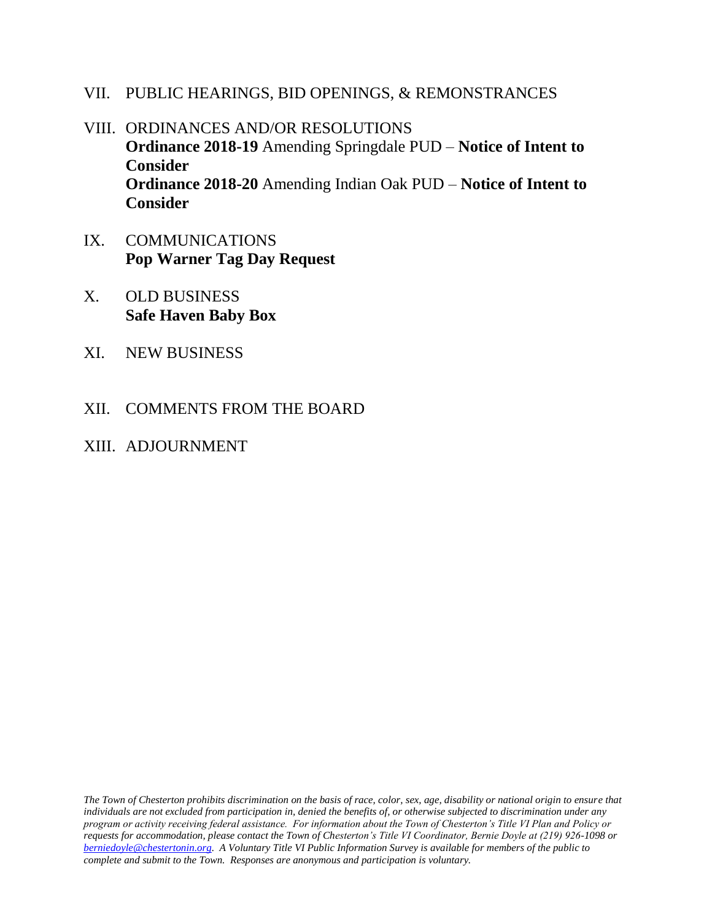VII. PUBLIC HEARINGS, BID OPENINGS, & REMONSTRANCES

VIII. ORDINANCES AND/OR RESOLUTIONS
**Ordinance 2018-19** Amending Springdale PUD – **Notice of Intent to Consider**
**Ordinance 2018-20** Amending Indian Oak PUD – **Notice of Intent to Consider**

IX. COMMUNICATIONS
**Pop Warner Tag Day Request**

X. OLD BUSINESS
**Safe Haven Baby Box**

XI. NEW BUSINESS

XII. COMMENTS FROM THE BOARD

XIII. ADJOURNMENT

*The Town of Chesterton prohibits discrimination on the basis of race, color, sex, age, disability or national origin to ensure that individuals are not excluded from participation in, denied the benefits of, or otherwise subjected to discrimination under any program or activity receiving federal assistance. For information about the Town of Chesterton's Title VI Plan and Policy or requests for accommodation, please contact the Town of Chesterton's Title VI Coordinator, Bernie Doyle at (219) 926-1098 or berniedoyle@chestertonin.org. A Voluntary Title VI Public Information Survey is available for members of the public to complete and submit to the Town. Responses are anonymous and participation is voluntary.*